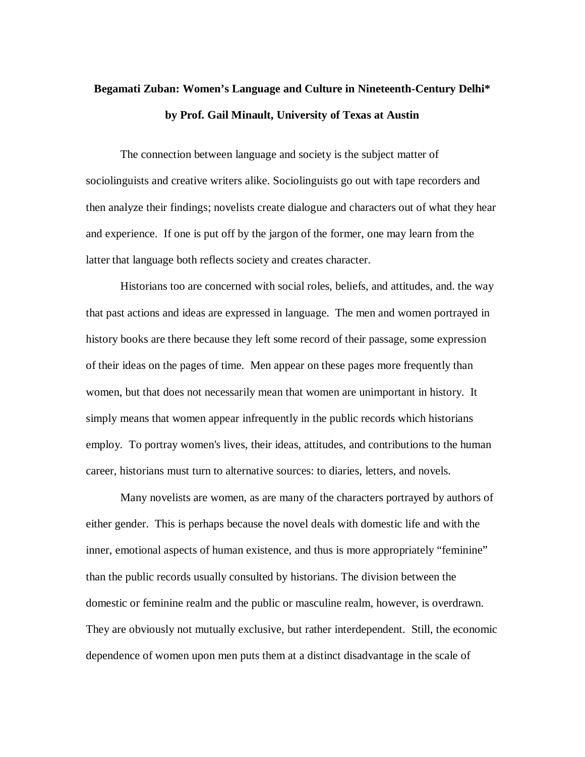# Begamati Zuban: Women's Language and Culture in Nineteenth-Century Delhi*

**by Prof. Gail Minault, University of Texas at Austin**

The connection between language and society is the subject matter of sociolinguists and creative writers alike. Sociolinguists go out with tape recorders and then analyze their findings; novelists create dialogue and characters out of what they hear and experience. If one is put off by the jargon of the former, one may learn from the latter that language both reflects society and creates character.

Historians too are concerned with social roles, beliefs, and attitudes, and. the way that past actions and ideas are expressed in language. The men and women portrayed in history books are there because they left some record of their passage, some expression of their ideas on the pages of time. Men appear on these pages more frequently than women, but that does not necessarily mean that women are unimportant in history. It simply means that women appear infrequently in the public records which historians employ. To portray women's lives, their ideas, attitudes, and contributions to the human career, historians must turn to alternative sources: to diaries, letters, and novels.

Many novelists are women, as are many of the characters portrayed by authors of either gender. This is perhaps because the novel deals with domestic life and with the inner, emotional aspects of human existence, and thus is more appropriately "feminine" than the public records usually consulted by historians. The division between the domestic or feminine realm and the public or masculine realm, however, is overdrawn. They are obviously not mutually exclusive, but rather interdependent. Still, the economic dependence of women upon men puts them at a distinct disadvantage in the scale of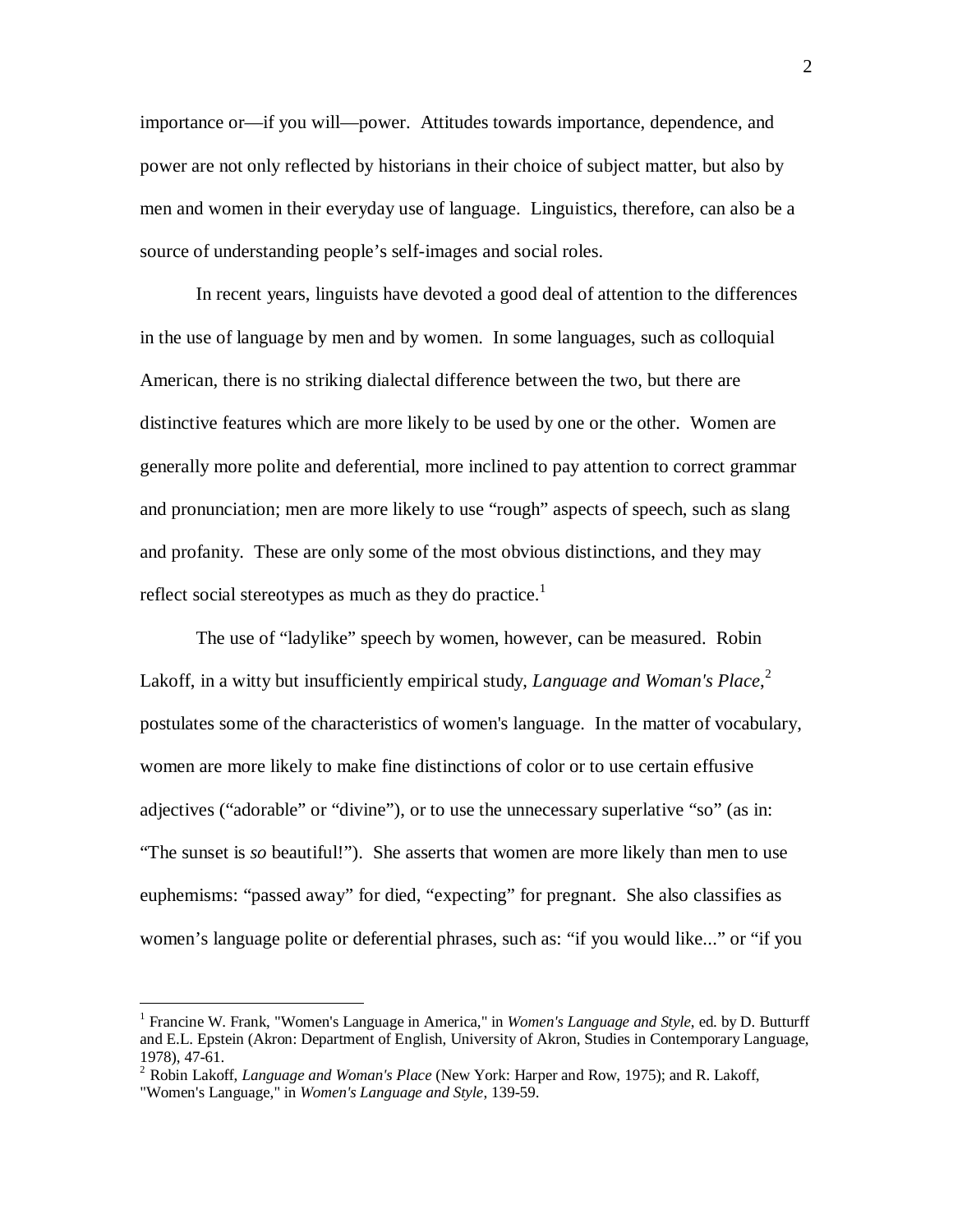importance or—if you will—power. Attitudes towards importance, dependence, and power are not only reflected by historians in their choice of subject matter, but also by men and women in their everyday use of language. Linguistics, therefore, can also be a source of understanding people's self-images and social roles.

In recent years, linguists have devoted a good deal of attention to the differences in the use of language by men and by women. In some languages, such as colloquial American, there is no striking dialectal difference between the two, but there are distinctive features which are more likely to be used by one or the other. Women are generally more polite and deferential, more inclined to pay attention to correct grammar and pronunciation; men are more likely to use "rough" aspects of speech, such as slang and profanity. These are only some of the most obvious distinctions, and they may reflect social stereotypes as much as they do practice.[1]

The use of "ladylike" speech by women, however, can be measured. Robin Lakoff, in a witty but insufficiently empirical study, *Language and Woman's Place*,[2] postulates some of the characteristics of women's language. In the matter of vocabulary, women are more likely to make fine distinctions of color or to use certain effusive adjectives ("adorable" or "divine"), or to use the unnecessary superlative "so" (as in: "The sunset is *so* beautiful!"). She asserts that women are more likely than men to use euphemisms: "passed away" for died, "expecting" for pregnant. She also classifies as women's language polite or deferential phrases, such as: "if you would like..." or "if you

---

[1] Francine W. Frank, "Women's Language in America," in *Women's Language and Style*, ed. by D. Butturff and E.L. Epstein (Akron: Department of English, University of Akron, Studies in Contemporary Language, 1978), 47-61.

[2] Robin Lakoff, *Language and Woman's Place* (New York: Harper and Row, 1975); and R. Lakoff, "Women's Language," in *Women's Language and Style*, 139-59.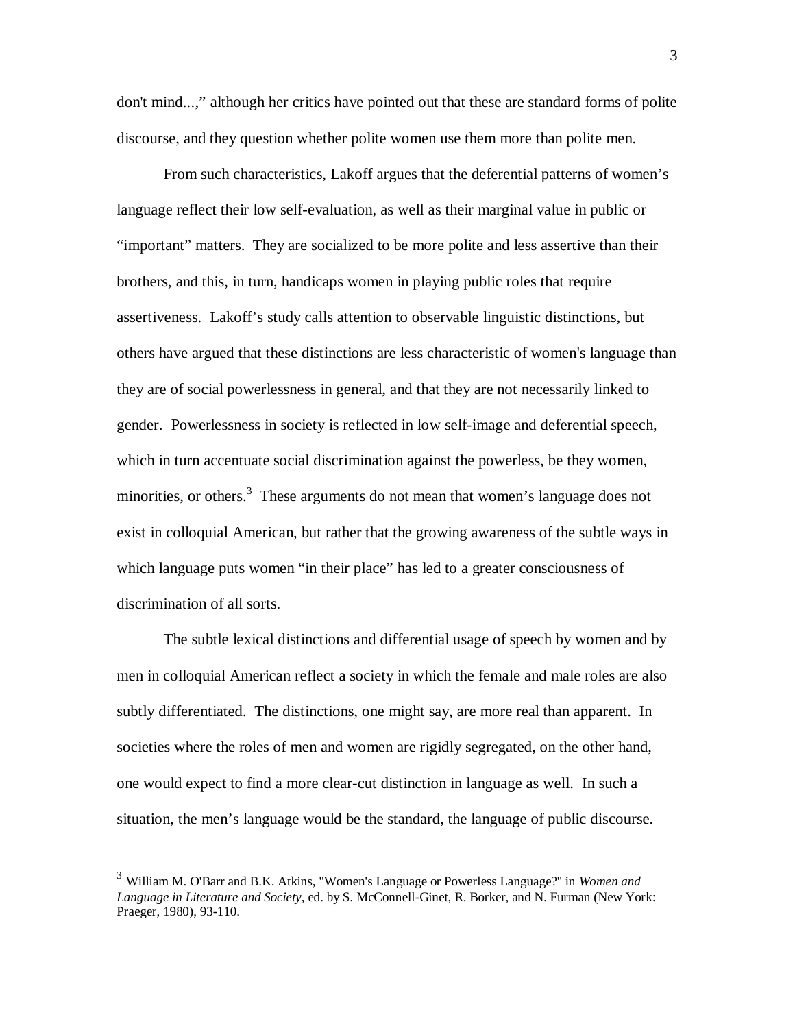don't mind...," although her critics have pointed out that these are standard forms of polite discourse, and they question whether polite women use them more than polite men.

From such characteristics, Lakoff argues that the deferential patterns of women's language reflect their low self-evaluation, as well as their marginal value in public or "important" matters. They are socialized to be more polite and less assertive than their brothers, and this, in turn, handicaps women in playing public roles that require assertiveness. Lakoff's study calls attention to observable linguistic distinctions, but others have argued that these distinctions are less characteristic of women's language than they are of social powerlessness in general, and that they are not necessarily linked to gender. Powerlessness in society is reflected in low self-image and deferential speech, which in turn accentuate social discrimination against the powerless, be they women, minorities, or others.[3] These arguments do not mean that women's language does not exist in colloquial American, but rather that the growing awareness of the subtle ways in which language puts women "in their place" has led to a greater consciousness of discrimination of all sorts.

The subtle lexical distinctions and differential usage of speech by women and by men in colloquial American reflect a society in which the female and male roles are also subtly differentiated. The distinctions, one might say, are more real than apparent. In societies where the roles of men and women are rigidly segregated, on the other hand, one would expect to find a more clear-cut distinction in language as well. In such a situation, the men's language would be the standard, the language of public discourse.

---

[3] William M. O'Barr and B.K. Atkins, "Women's Language or Powerless Language?" in *Women and Language in Literature and Society*, ed. by S. McConnell-Ginet, R. Borker, and N. Furman (New York: Praeger, 1980), 93-110.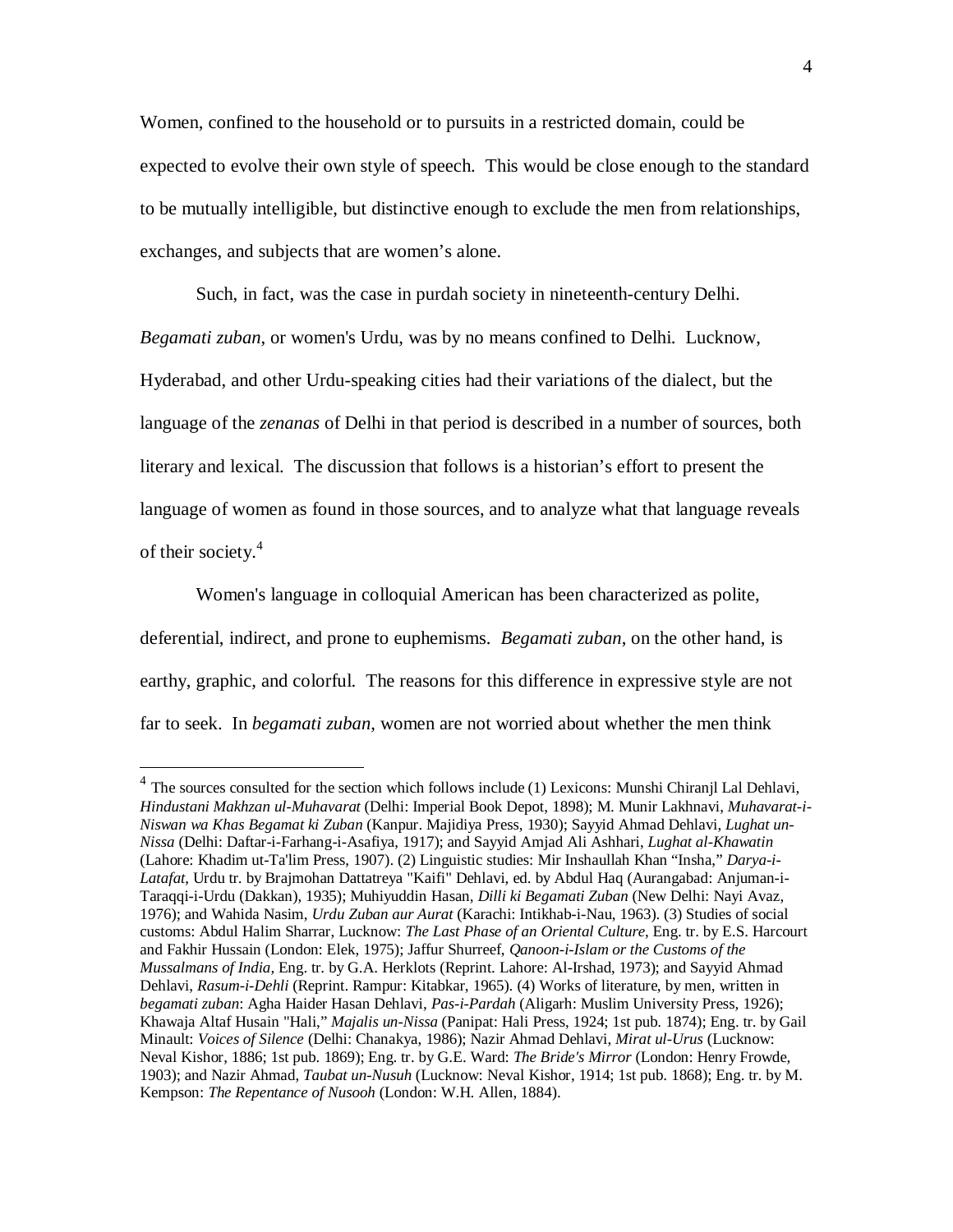Women, confined to the household or to pursuits in a restricted domain, could be expected to evolve their own style of speech. This would be close enough to the standard to be mutually intelligible, but distinctive enough to exclude the men from relationships, exchanges, and subjects that are women's alone.

Such, in fact, was the case in purdah society in nineteenth-century Delhi. *Begamati zuban*, or women's Urdu, was by no means confined to Delhi. Lucknow, Hyderabad, and other Urdu-speaking cities had their variations of the dialect, but the language of the *zenanas* of Delhi in that period is described in a number of sources, both literary and lexical. The discussion that follows is a historian's effort to present the language of women as found in those sources, and to analyze what that language reveals of their society.[4]

Women's language in colloquial American has been characterized as polite, deferential, indirect, and prone to euphemisms. *Begamati zuban*, on the other hand, is earthy, graphic, and colorful. The reasons for this difference in expressive style are not far to seek. In *begamati zuban*, women are not worried about whether the men think

---

[4] The sources consulted for the section which follows include (1) Lexicons: Munshi Chiranjl Lal Dehlavi, *Hindustani Makhzan ul-Muhavarat* (Delhi: Imperial Book Depot, 1898); M. Munir Lakhnavi, *Muhavarat-i-Niswan wa Khas Begamat ki Zuban* (Kanpur. Majidiya Press, 1930); Sayyid Ahmad Dehlavi, *Lughat un-Nissa* (Delhi: Daftar-i-Farhang-i-Asafiya, 1917); and Sayyid Amjad Ali Ashhari, *Lughat al-Khawatin* (Lahore: Khadim ut-Ta'lim Press, 1907). (2) Linguistic studies: Mir Inshaullah Khan "Insha," *Darya-i-Latafat*, Urdu tr. by Brajmohan Dattatreya "Kaifi" Dehlavi, ed. by Abdul Haq (Aurangabad: Anjuman-i-Taraqqi-i-Urdu (Dakkan), 1935); Muhiyuddin Hasan, *Dilli ki Begamati Zuban* (New Delhi: Nayi Avaz, 1976); and Wahida Nasim, *Urdu Zuban aur Aurat* (Karachi: Intikhab-i-Nau, 1963). (3) Studies of social customs: Abdul Halim Sharrar, Lucknow: *The Last Phase of an Oriental Culture*, Eng. tr. by E.S. Harcourt and Fakhir Hussain (London: Elek, 1975); Jaffur Shurreef, *Qanoon-i-Islam or the Customs of the Mussalmans of India,* Eng. tr. by G.A. Herklots (Reprint. Lahore: Al-Irshad, 1973); and Sayyid Ahmad Dehlavi, *Rasum-i-Dehli* (Reprint. Rampur: Kitabkar, 1965). (4) Works of literature, by men, written in *begamati zuban*: Agha Haider Hasan Dehlavi, *Pas-i-Pardah* (Aligarh: Muslim University Press, 1926); Khawaja Altaf Husain "Hali," *Majalis un-Nissa* (Panipat: Hali Press, 1924; 1st pub. 1874); Eng. tr. by Gail Minault: *Voices of Silence* (Delhi: Chanakya, 1986); Nazir Ahmad Dehlavi, *Mirat ul-Urus* (Lucknow: Neval Kishor, 1886; 1st pub. 1869); Eng. tr. by G.E. Ward: *The Bride's Mirror* (London: Henry Frowde, 1903); and Nazir Ahmad, *Taubat un-Nusuh* (Lucknow: Neval Kishor, 1914; 1st pub. 1868); Eng. tr. by M. Kempson: *The Repentance of Nusooh* (London: W.H. Allen, 1884).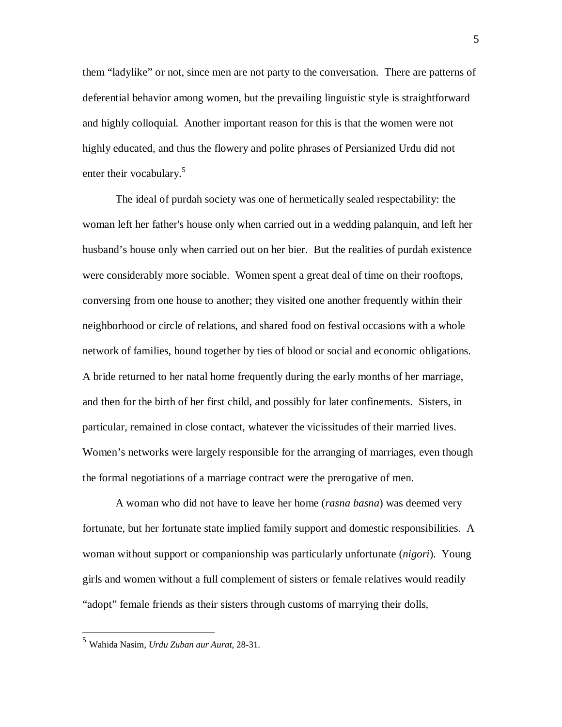them “ladylike” or not, since men are not party to the conversation. There are patterns of deferential behavior among women, but the prevailing linguistic style is straightforward and highly colloquial. Another important reason for this is that the women were not highly educated, and thus the flowery and polite phrases of Persianized Urdu did not enter their vocabulary.[5]

The ideal of purdah society was one of hermetically sealed respectability: the woman left her father's house only when carried out in a wedding palanquin, and left her husband’s house only when carried out on her bier. But the realities of purdah existence were considerably more sociable. Women spent a great deal of time on their rooftops, conversing from one house to another; they visited one another frequently within their neighborhood or circle of relations, and shared food on festival occasions with a whole network of families, bound together by ties of blood or social and economic obligations. A bride returned to her natal home frequently during the early months of her marriage, and then for the birth of her first child, and possibly for later confinements. Sisters, in particular, remained in close contact, whatever the vicissitudes of their married lives. Women’s networks were largely responsible for the arranging of marriages, even though the formal negotiations of a marriage contract were the prerogative of men.

A woman who did not have to leave her home (*rasna basna*) was deemed very fortunate, but her fortunate state implied family support and domestic responsibilities. A woman without support or companionship was particularly unfortunate (*nigori*). Young girls and women without a full complement of sisters or female relatives would readily “adopt” female friends as their sisters through customs of marrying their dolls,

---

[5] Wahida Nasim, *Urdu Zuban aur Aurat,* 28-31.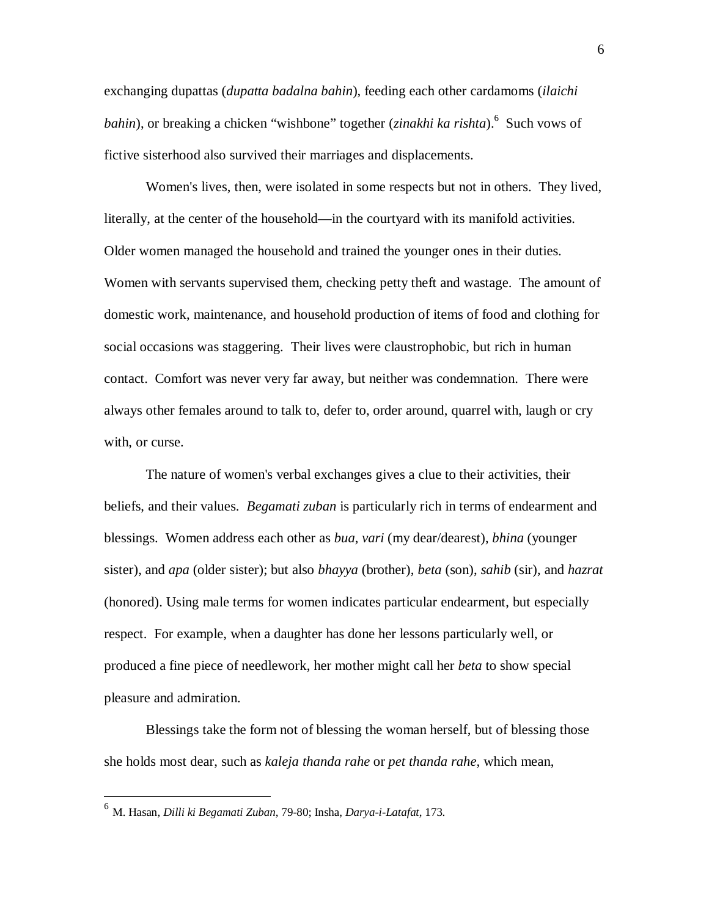exchanging dupattas (*dupatta badalna bahin*), feeding each other cardamoms (*ilaichi bahin*), or breaking a chicken "wishbone" together (*zinakhi ka rishta*).[6] Such vows of fictive sisterhood also survived their marriages and displacements.

Women's lives, then, were isolated in some respects but not in others. They lived, literally, at the center of the household—in the courtyard with its manifold activities. Older women managed the household and trained the younger ones in their duties. Women with servants supervised them, checking petty theft and wastage. The amount of domestic work, maintenance, and household production of items of food and clothing for social occasions was staggering. Their lives were claustrophobic, but rich in human contact. Comfort was never very far away, but neither was condemnation. There were always other females around to talk to, defer to, order around, quarrel with, laugh or cry with, or curse.

The nature of women's verbal exchanges gives a clue to their activities, their beliefs, and their values. *Begamati zuban* is particularly rich in terms of endearment and blessings. Women address each other as *bua*, *vari* (my dear/dearest), *bhina* (younger sister), and *apa* (older sister); but also *bhayya* (brother), *beta* (son), *sahib* (sir), and *hazrat* (honored). Using male terms for women indicates particular endearment, but especially respect. For example, when a daughter has done her lessons particularly well, or produced a fine piece of needlework, her mother might call her *beta* to show special pleasure and admiration.

Blessings take the form not of blessing the woman herself, but of blessing those she holds most dear, such as *kaleja thanda rahe* or *pet thanda rahe*, which mean,

---

[6] M. Hasan, *Dilli ki Begamati Zuban*, 79-80; Insha, *Darya-i-Latafat*, 173.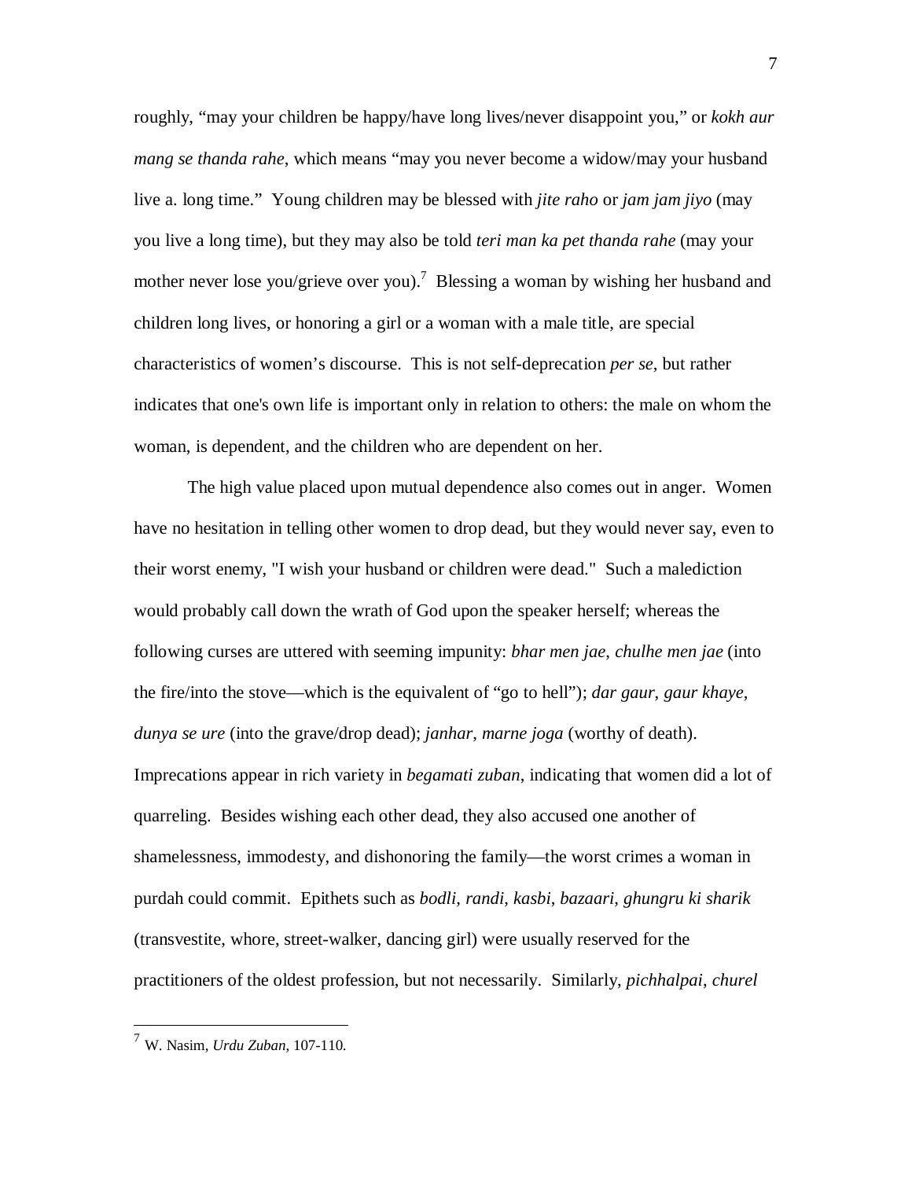roughly, "may your children be happy/have long lives/never disappoint you," or *kokh aur mang se thanda rahe*, which means "may you never become a widow/may your husband live a. long time." Young children may be blessed with *jite raho* or *jam jam jiyo* (may you live a long time), but they may also be told *teri man ka pet thanda rahe* (may your mother never lose you/grieve over you).[7] Blessing a woman by wishing her husband and children long lives, or honoring a girl or a woman with a male title, are special characteristics of women's discourse. This is not self-deprecation *per se*, but rather indicates that one's own life is important only in relation to others: the male on whom the woman, is dependent, and the children who are dependent on her.

The high value placed upon mutual dependence also comes out in anger. Women have no hesitation in telling other women to drop dead, but they would never say, even to their worst enemy, "I wish your husband or children were dead." Such a malediction would probably call down the wrath of God upon the speaker herself; whereas the following curses are uttered with seeming impunity: *bhar men jae*, *chulhe men jae* (into the fire/into the stove—which is the equivalent of "go to hell"); *dar gaur*, *gaur khaye*, *dunya se ure* (into the grave/drop dead); *janhar*, *marne joga* (worthy of death). Imprecations appear in rich variety in *begamati zuban*, indicating that women did a lot of quarreling. Besides wishing each other dead, they also accused one another of shamelessness, immodesty, and dishonoring the family—the worst crimes a woman in purdah could commit. Epithets such as *bodli*, *randi*, *kasbi*, *bazaari*, *ghungru ki sharik* (transvestite, whore, street-walker, dancing girl) were usually reserved for the practitioners of the oldest profession, but not necessarily. Similarly, *pichhalpai*, *churel*

---

[7] W. Nasim, *Urdu Zuban*, 107-110.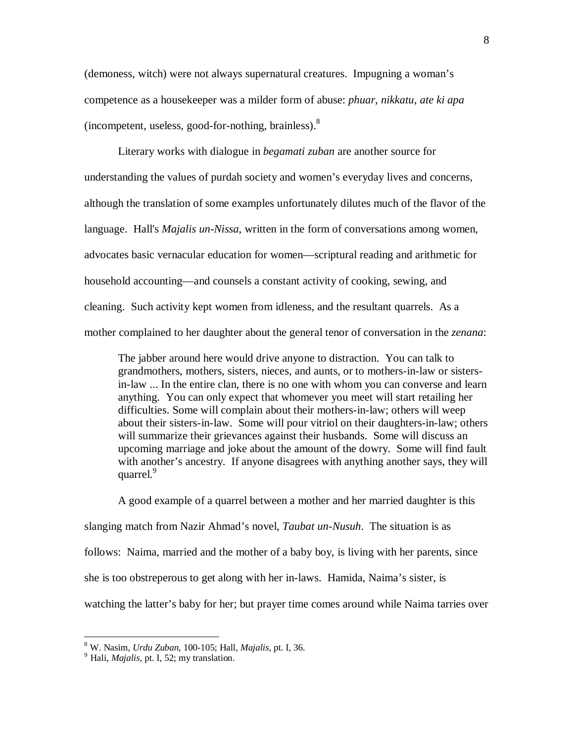(demoness, witch) were not always supernatural creatures. Impugning a woman's competence as a housekeeper was a milder form of abuse: *phuar, nikkatu, ate ki apa* (incompetent, useless, good-for-nothing, brainless).[8]

Literary works with dialogue in *begamati zuban* are another source for understanding the values of purdah society and women's everyday lives and concerns, although the translation of some examples unfortunately dilutes much of the flavor of the language. Hall's *Majalis un-Nissa*, written in the form of conversations among women, advocates basic vernacular education for women—scriptural reading and arithmetic for household accounting—and counsels a constant activity of cooking, sewing, and cleaning. Such activity kept women from idleness, and the resultant quarrels. As a mother complained to her daughter about the general tenor of conversation in the *zenana*:

> The jabber around here would drive anyone to distraction. You can talk to grandmothers, mothers, sisters, nieces, and aunts, or to mothers-in-law or sisters-in-law ... In the entire clan, there is no one with whom you can converse and learn anything. You can only expect that whomever you meet will start retailing her difficulties. Some will complain about their mothers-in-law; others will weep about their sisters-in-law. Some will pour vitriol on their daughters-in-law; others will summarize their grievances against their husbands. Some will discuss an upcoming marriage and joke about the amount of the dowry. Some will find fault with another's ancestry. If anyone disagrees with anything another says, they will quarrel.[9]

A good example of a quarrel between a mother and her married daughter is this slanging match from Nazir Ahmad's novel, *Taubat un-Nusuh*. The situation is as follows: Naima, married and the mother of a baby boy, is living with her parents, since she is too obstreperous to get along with her in-laws. Hamida, Naima's sister, is watching the latter's baby for her; but prayer time comes around while Naima tarries over

---

[8] W. Nasim, *Urdu Zuban*, 100-105; Hall, *Majalis*, pt. I, 36.

[9] Hali, *Majalis*, pt. I, 52; my translation.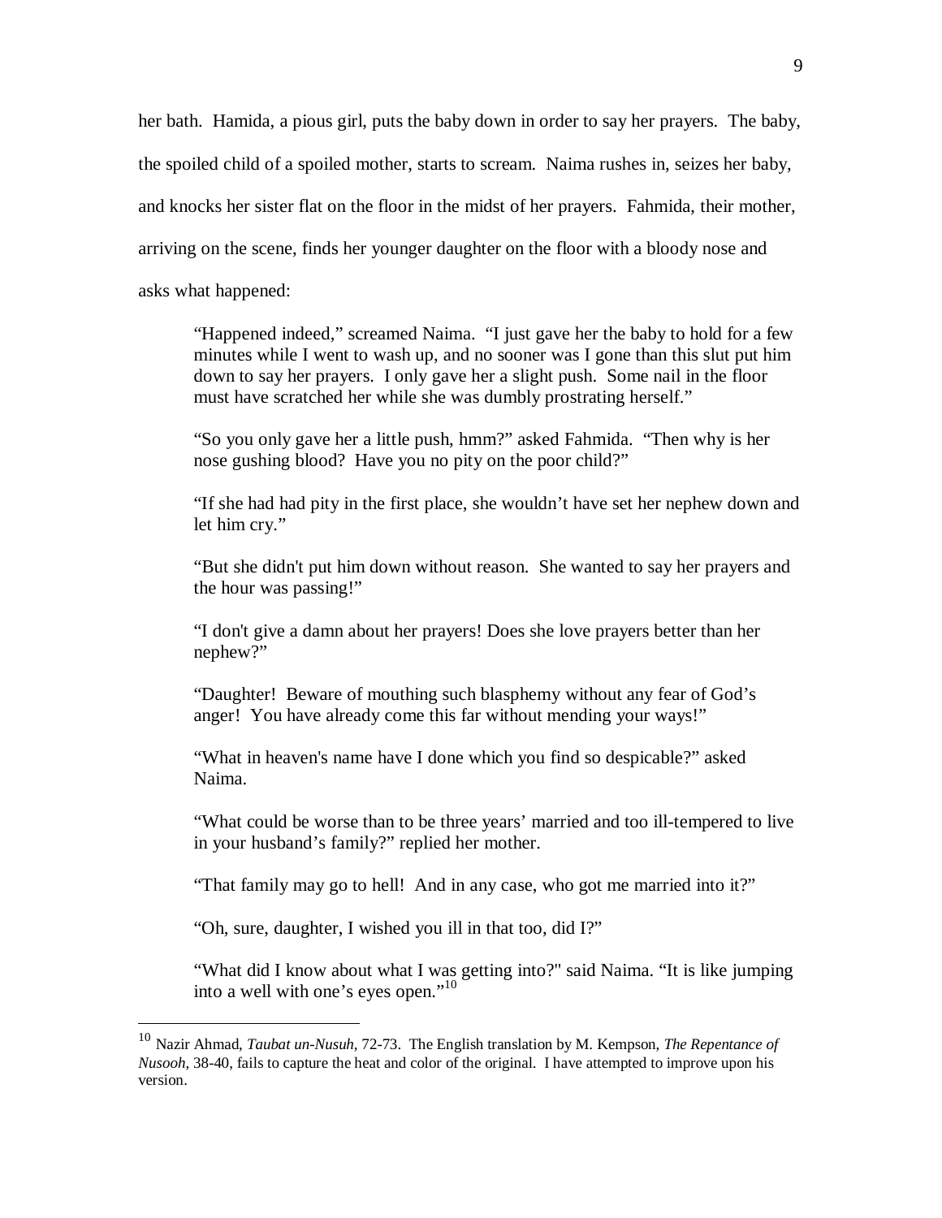her bath. Hamida, a pious girl, puts the baby down in order to say her prayers. The baby, the spoiled child of a spoiled mother, starts to scream. Naima rushes in, seizes her baby, and knocks her sister flat on the floor in the midst of her prayers. Fahmida, their mother, arriving on the scene, finds her younger daughter on the floor with a bloody nose and asks what happened:

> "Happened indeed," screamed Naima. "I just gave her the baby to hold for a few minutes while I went to wash up, and no sooner was I gone than this slut put him down to say her prayers. I only gave her a slight push. Some nail in the floor must have scratched her while she was dumbly prostrating herself."
>
> "So you only gave her a little push, hmm?" asked Fahmida. "Then why is her nose gushing blood? Have you no pity on the poor child?"
>
> "If she had had pity in the first place, she wouldn't have set her nephew down and let him cry."
>
> "But she didn't put him down without reason. She wanted to say her prayers and the hour was passing!"
>
> "I don't give a damn about her prayers! Does she love prayers better than her nephew?"
>
> "Daughter! Beware of mouthing such blasphemy without any fear of God's anger! You have already come this far without mending your ways!"
>
> "What in heaven's name have I done which you find so despicable?" asked Naima.
>
> "What could be worse than to be three years' married and too ill-tempered to live in your husband's family?" replied her mother.
>
> "That family may go to hell! And in any case, who got me married into it?"
>
> "Oh, sure, daughter, I wished you ill in that too, did I?"
>
> "What did I know about what I was getting into?" said Naima. "It is like jumping into a well with one's eyes open."[10]

---

[10] Nazir Ahmad, *Taubat un-Nusuh*, 72-73. The English translation by M. Kempson, *The Repentance of Nusooh*, 38-40, fails to capture the heat and color of the original. I have attempted to improve upon his version.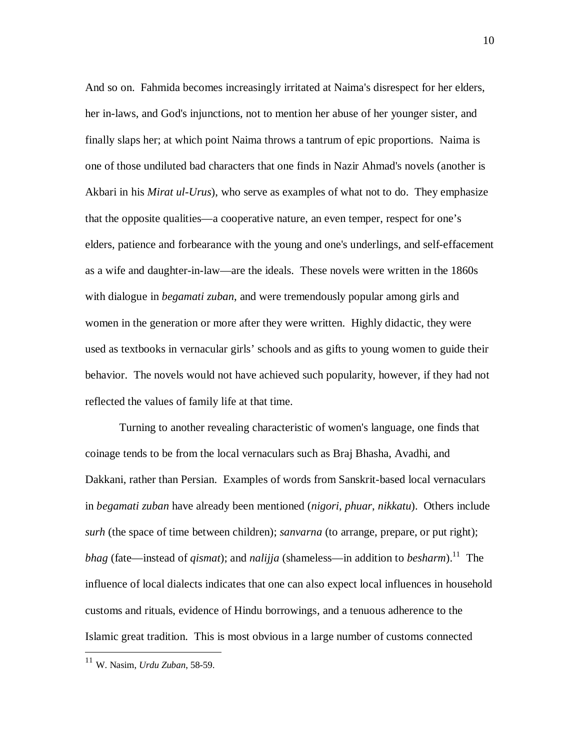And so on. Fahmida becomes increasingly irritated at Naima's disrespect for her elders, her in-laws, and God's injunctions, not to mention her abuse of her younger sister, and finally slaps her; at which point Naima throws a tantrum of epic proportions. Naima is one of those undiluted bad characters that one finds in Nazir Ahmad's novels (another is Akbari in his *Mirat ul-Urus*), who serve as examples of what not to do. They emphasize that the opposite qualities—a cooperative nature, an even temper, respect for one's elders, patience and forbearance with the young and one's underlings, and self-effacement as a wife and daughter-in-law—are the ideals. These novels were written in the 1860s with dialogue in *begamati zuban*, and were tremendously popular among girls and women in the generation or more after they were written. Highly didactic, they were used as textbooks in vernacular girls' schools and as gifts to young women to guide their behavior. The novels would not have achieved such popularity, however, if they had not reflected the values of family life at that time.

Turning to another revealing characteristic of women's language, one finds that coinage tends to be from the local vernaculars such as Braj Bhasha, Avadhi, and Dakkani, rather than Persian. Examples of words from Sanskrit-based local vernaculars in *begamati zuban* have already been mentioned (*nigori*, *phuar*, *nikkatu*). Others include *surh* (the space of time between children); *sanvarna* (to arrange, prepare, or put right); *bhag* (fate—instead of *qismat*); and *nalijja* (shameless—in addition to *besharm*).[11] The influence of local dialects indicates that one can also expect local influences in household customs and rituals, evidence of Hindu borrowings, and a tenuous adherence to the Islamic great tradition. This is most obvious in a large number of customs connected

[11] W. Nasim, *Urdu Zuban*, 58-59.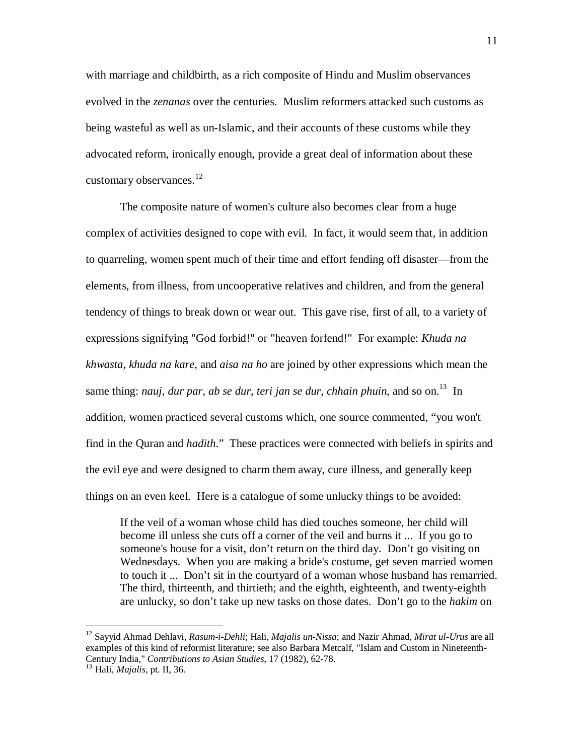with marriage and childbirth, as a rich composite of Hindu and Muslim observances evolved in the *zenanas* over the centuries. Muslim reformers attacked such customs as being wasteful as well as un-Islamic, and their accounts of these customs while they advocated reform, ironically enough, provide a great deal of information about these customary observances.[12]

The composite nature of women's culture also becomes clear from a huge complex of activities designed to cope with evil. In fact, it would seem that, in addition to quarreling, women spent much of their time and effort fending off disaster—from the elements, from illness, from uncooperative relatives and children, and from the general tendency of things to break down or wear out. This gave rise, first of all, to a variety of expressions signifying "God forbid!" or "heaven forfend!" For example: *Khuda na khwasta*, *khuda na kare*, and *aisa na ho* are joined by other expressions which mean the same thing: *nauj, dur par, ab se dur, teri jan se dur, chhain phuin*, and so on.[13] In addition, women practiced several customs which, one source commented, "you won't find in the Quran and *hadith*." These practices were connected with beliefs in spirits and the evil eye and were designed to charm them away, cure illness, and generally keep things on an even keel. Here is a catalogue of some unlucky things to be avoided:

> If the veil of a woman whose child has died touches someone, her child will become ill unless she cuts off a corner of the veil and burns it ... If you go to someone's house for a visit, don't return on the third day. Don't go visiting on Wednesdays. When you are making a bride's costume, get seven married women to touch it ... Don't sit in the courtyard of a woman whose husband has remarried. The third, thirteenth, and thirtieth; and the eighth, eighteenth, and twenty-eighth are unlucky, so don't take up new tasks on those dates. Don't go to the *hakim* on

---

[12] Sayyid Ahmad Dehlavi, *Rasum-i-Dehli*; Hali, *Majalis un-Nissa*; and Nazir Ahmad, *Mirat ul-Urus* are all examples of this kind of reformist literature; see also Barbara Metcalf, "Islam and Custom in Nineteenth-Century India," *Contributions to Asian Studies*, 17 (1982), 62-78.

[13] Hali, *Majalis*, pt. II, 36.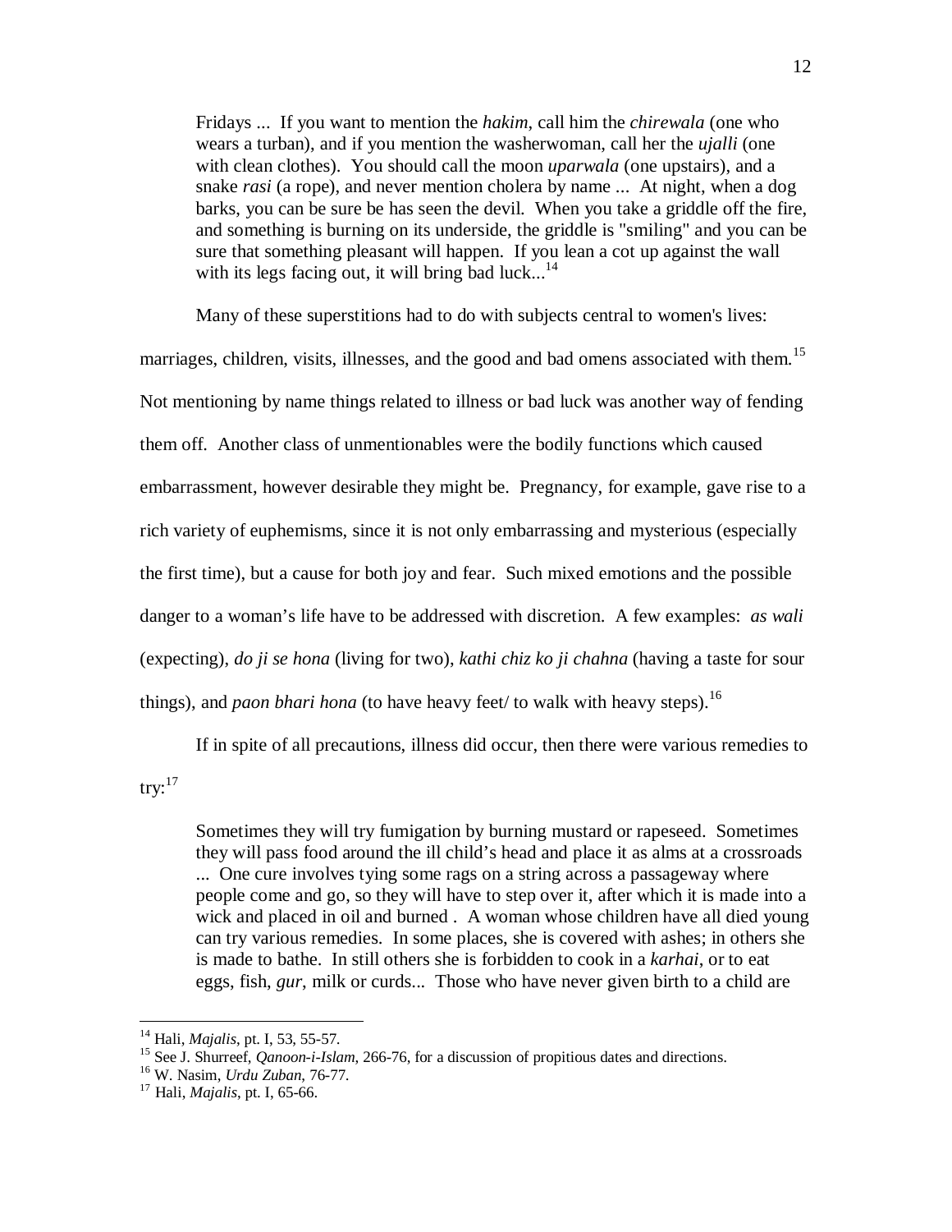> Fridays ... If you want to mention the *hakim*, call him the *chirewala* (one who wears a turban), and if you mention the washerwoman, call her the *ujalli* (one with clean clothes). You should call the moon *uparwala* (one upstairs), and a snake *rasi* (a rope), and never mention cholera by name ... At night, when a dog barks, you can be sure be has seen the devil. When you take a griddle off the fire, and something is burning on its underside, the griddle is "smiling" and you can be sure that something pleasant will happen. If you lean a cot up against the wall with its legs facing out, it will bring bad luck...[14]

Many of these superstitions had to do with subjects central to women's lives: marriages, children, visits, illnesses, and the good and bad omens associated with them.[15] Not mentioning by name things related to illness or bad luck was another way of fending them off. Another class of unmentionables were the bodily functions which caused embarrassment, however desirable they might be. Pregnancy, for example, gave rise to a rich variety of euphemisms, since it is not only embarrassing and mysterious (especially the first time), but a cause for both joy and fear. Such mixed emotions and the possible danger to a woman's life have to be addressed with discretion. A few examples: *as wali* (expecting), *do ji se hona* (living for two), *kathi chiz ko ji chahna* (having a taste for sour things), and *paon bhari hona* (to have heavy feet/ to walk with heavy steps).[16]

If in spite of all precautions, illness did occur, then there were various remedies to try:[17]

> Sometimes they will try fumigation by burning mustard or rapeseed. Sometimes they will pass food around the ill child's head and place it as alms at a crossroads ... One cure involves tying some rags on a string across a passageway where people come and go, so they will have to step over it, after which it is made into a wick and placed in oil and burned . A woman whose children have all died young can try various remedies. In some places, she is covered with ashes; in others she is made to bathe. In still others she is forbidden to cook in a *karhai*, or to eat eggs, fish, *gur*, milk or curds... Those who have never given birth to a child are

---

[14] Hali, *Majalis*, pt. I, 53, 55-57.

[15] See J. Shurreef, *Qanoon-i-Islam*, 266-76, for a discussion of propitious dates and directions.

[16] W. Nasim, *Urdu Zuban*, 76-77.

[17] Hali, *Majalis*, pt. I, 65-66.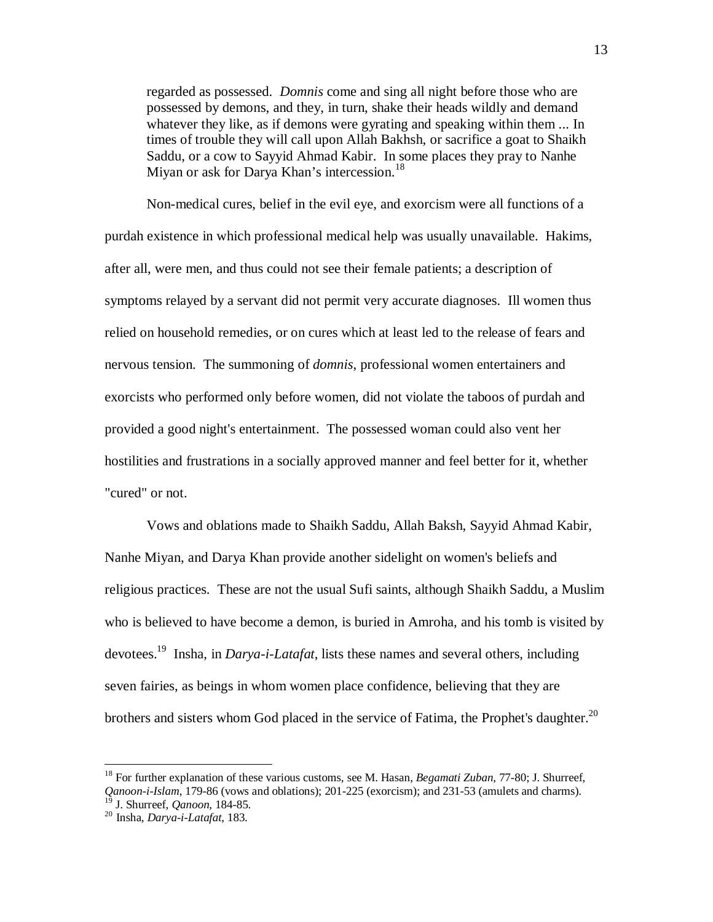> regarded as possessed. *Domnis* come and sing all night before those who are possessed by demons, and they, in turn, shake their heads wildly and demand whatever they like, as if demons were gyrating and speaking within them ... In times of trouble they will call upon Allah Bakhsh, or sacrifice a goat to Shaikh Saddu, or a cow to Sayyid Ahmad Kabir. In some places they pray to Nanhe Miyan or ask for Darya Khan's intercession.[18]

Non-medical cures, belief in the evil eye, and exorcism were all functions of a purdah existence in which professional medical help was usually unavailable. Hakims, after all, were men, and thus could not see their female patients; a description of symptoms relayed by a servant did not permit very accurate diagnoses. Ill women thus relied on household remedies, or on cures which at least led to the release of fears and nervous tension. The summoning of *domnis*, professional women entertainers and exorcists who performed only before women, did not violate the taboos of purdah and provided a good night's entertainment. The possessed woman could also vent her hostilities and frustrations in a socially approved manner and feel better for it, whether "cured" or not.

Vows and oblations made to Shaikh Saddu, Allah Baksh, Sayyid Ahmad Kabir, Nanhe Miyan, and Darya Khan provide another sidelight on women's beliefs and religious practices. These are not the usual Sufi saints, although Shaikh Saddu, a Muslim who is believed to have become a demon, is buried in Amroha, and his tomb is visited by devotees.[19] Insha, in *Darya-i-Latafat*, lists these names and several others, including seven fairies, as beings in whom women place confidence, believing that they are brothers and sisters whom God placed in the service of Fatima, the Prophet's daughter.[20]

---

[18] For further explanation of these various customs, see M. Hasan, *Begamati Zuban*, 77-80; J. Shurreef, *Qanoon-i-Islam*, 179-86 (vows and oblations); 201-225 (exorcism); and 231-53 (amulets and charms).

[19] J. Shurreef, *Qanoon*, 184-85.

[20] Insha, *Darya-i-Latafat*, 183.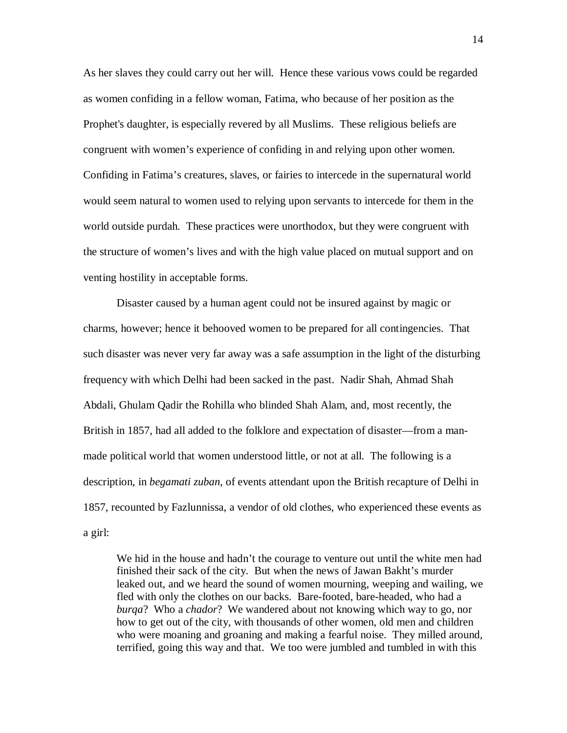As her slaves they could carry out her will. Hence these various vows could be regarded as women confiding in a fellow woman, Fatima, who because of her position as the Prophet's daughter, is especially revered by all Muslims. These religious beliefs are congruent with women's experience of confiding in and relying upon other women. Confiding in Fatima's creatures, slaves, or fairies to intercede in the supernatural world would seem natural to women used to relying upon servants to intercede for them in the world outside purdah. These practices were unorthodox, but they were congruent with the structure of women's lives and with the high value placed on mutual support and on venting hostility in acceptable forms.

Disaster caused by a human agent could not be insured against by magic or charms, however; hence it behooved women to be prepared for all contingencies. That such disaster was never very far away was a safe assumption in the light of the disturbing frequency with which Delhi had been sacked in the past. Nadir Shah, Ahmad Shah Abdali, Ghulam Qadir the Rohilla who blinded Shah Alam, and, most recently, the British in 1857, had all added to the folklore and expectation of disaster—from a man-made political world that women understood little, or not at all. The following is a description, in *begamati zuban*, of events attendant upon the British recapture of Delhi in 1857, recounted by Fazlunnissa, a vendor of old clothes, who experienced these events as a girl:

> We hid in the house and hadn't the courage to venture out until the white men had finished their sack of the city. But when the news of Jawan Bakht's murder leaked out, and we heard the sound of women mourning, weeping and wailing, we fled with only the clothes on our backs. Bare-footed, bare-headed, who had a *burqa*? Who a *chador*? We wandered about not knowing which way to go, nor how to get out of the city, with thousands of other women, old men and children who were moaning and groaning and making a fearful noise. They milled around, terrified, going this way and that. We too were jumbled and tumbled in with this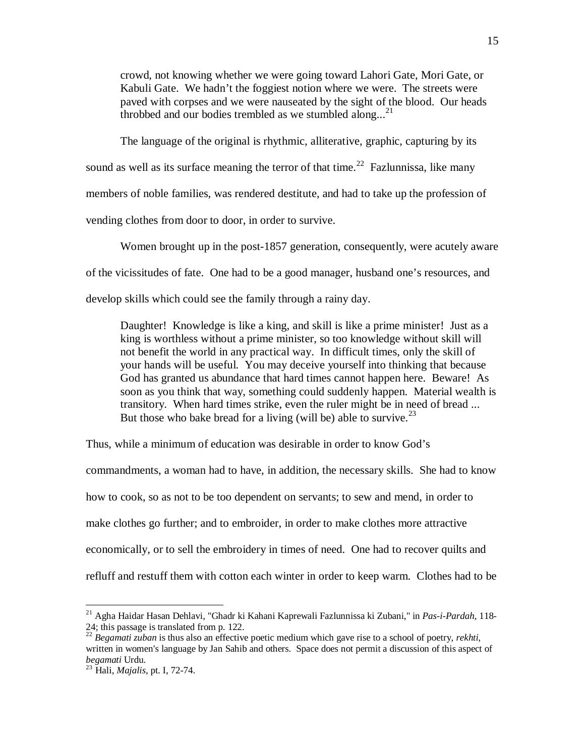> crowd, not knowing whether we were going toward Lahori Gate, Mori Gate, or Kabuli Gate. We hadn't the foggiest notion where we were. The streets were paved with corpses and we were nauseated by the sight of the blood. Our heads throbbed and our bodies trembled as we stumbled along...[21]

The language of the original is rhythmic, alliterative, graphic, capturing by its sound as well as its surface meaning the terror of that time.[22] Fazlunnissa, like many members of noble families, was rendered destitute, and had to take up the profession of vending clothes from door to door, in order to survive.

Women brought up in the post-1857 generation, consequently, were acutely aware of the vicissitudes of fate. One had to be a good manager, husband one's resources, and develop skills which could see the family through a rainy day.

> Daughter! Knowledge is like a king, and skill is like a prime minister! Just as a king is worthless without a prime minister, so too knowledge without skill will not benefit the world in any practical way. In difficult times, only the skill of your hands will be useful. You may deceive yourself into thinking that because God has granted us abundance that hard times cannot happen here. Beware! As soon as you think that way, something could suddenly happen. Material wealth is transitory. When hard times strike, even the ruler might be in need of bread ... But those who bake bread for a living (will be) able to survive.[23]

Thus, while a minimum of education was desirable in order to know God's commandments, a woman had to have, in addition, the necessary skills. She had to know how to cook, so as not to be too dependent on servants; to sew and mend, in order to make clothes go further; and to embroider, in order to make clothes more attractive economically, or to sell the embroidery in times of need. One had to recover quilts and refluff and restuff them with cotton each winter in order to keep warm. Clothes had to be

---

[21] Agha Haidar Hasan Dehlavi, "Ghadr ki Kahani Kaprewali Fazlunnissa ki Zubani," in *Pas-i-Pardah*, 118-24; this passage is translated from p. 122.

[22] *Begamati zuban* is thus also an effective poetic medium which gave rise to a school of poetry, *rekhti*, written in women's language by Jan Sahib and others. Space does not permit a discussion of this aspect of *begamati* Urdu.

[23] Hali, *Majalis*, pt. I, 72-74.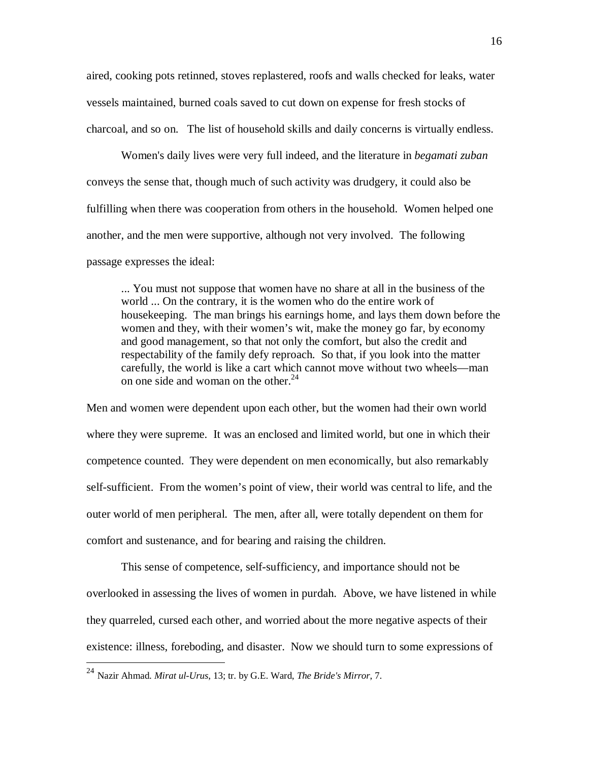aired, cooking pots retinned, stoves replastered, roofs and walls checked for leaks, water vessels maintained, burned coals saved to cut down on expense for fresh stocks of charcoal, and so on. The list of household skills and daily concerns is virtually endless.

Women's daily lives were very full indeed, and the literature in *begamati zuban* conveys the sense that, though much of such activity was drudgery, it could also be fulfilling when there was cooperation from others in the household. Women helped one another, and the men were supportive, although not very involved. The following passage expresses the ideal:

> ... You must not suppose that women have no share at all in the business of the world ... On the contrary, it is the women who do the entire work of housekeeping. The man brings his earnings home, and lays them down before the women and they, with their women's wit, make the money go far, by economy and good management, so that not only the comfort, but also the credit and respectability of the family defy reproach. So that, if you look into the matter carefully, the world is like a cart which cannot move without two wheels—man on one side and woman on the other.[24]

Men and women were dependent upon each other, but the women had their own world where they were supreme. It was an enclosed and limited world, but one in which their competence counted. They were dependent on men economically, but also remarkably self-sufficient. From the women's point of view, their world was central to life, and the outer world of men peripheral. The men, after all, were totally dependent on them for comfort and sustenance, and for bearing and raising the children.

This sense of competence, self-sufficiency, and importance should not be overlooked in assessing the lives of women in purdah. Above, we have listened in while they quarreled, cursed each other, and worried about the more negative aspects of their existence: illness, foreboding, and disaster. Now we should turn to some expressions of

---

[24] Nazir Ahmad. *Mirat ul-Urus*, 13; tr. by G.E. Ward, *The Bride's Mirror*, 7.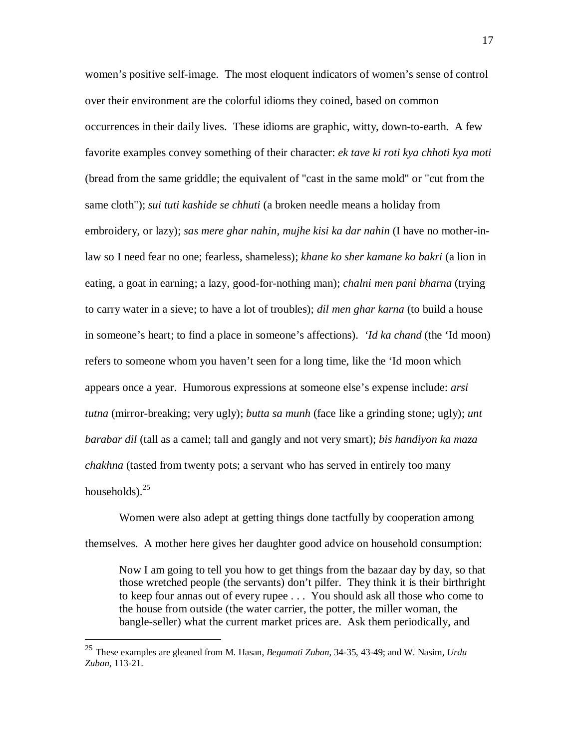women's positive self-image. The most eloquent indicators of women's sense of control over their environment are the colorful idioms they coined, based on common occurrences in their daily lives. These idioms are graphic, witty, down-to-earth. A few favorite examples convey something of their character: *ek tave ki roti kya chhoti kya moti* (bread from the same griddle; the equivalent of "cast in the same mold" or "cut from the same cloth"); *sui tuti kashide se chhuti* (a broken needle means a holiday from embroidery, or lazy); *sas mere ghar nahin, mujhe kisi ka dar nahin* (I have no mother-in-law so I need fear no one; fearless, shameless); *khane ko sher kamane ko bakri* (a lion in eating, a goat in earning; a lazy, good-for-nothing man); *chalni men pani bharna* (trying to carry water in a sieve; to have a lot of troubles); *dil men ghar karna* (to build a house in someone's heart; to find a place in someone's affections). *'Id ka chand* (the 'Id moon) refers to someone whom you haven't seen for a long time, like the 'Id moon which appears once a year. Humorous expressions at someone else's expense include: *arsi tutna* (mirror-breaking; very ugly); *butta sa munh* (face like a grinding stone; ugly); *unt barabar dil* (tall as a camel; tall and gangly and not very smart); *bis handiyon ka maza chakhna* (tasted from twenty pots; a servant who has served in entirely too many households).[25]

Women were also adept at getting things done tactfully by cooperation among themselves. A mother here gives her daughter good advice on household consumption:

> Now I am going to tell you how to get things from the bazaar day by day, so that those wretched people (the servants) don't pilfer. They think it is their birthright to keep four annas out of every rupee . . . You should ask all those who come to the house from outside (the water carrier, the potter, the miller woman, the bangle-seller) what the current market prices are. Ask them periodically, and

---

[25] These examples are gleaned from M. Hasan, *Begamati Zuban*, 34-35, 43-49; and W. Nasim, *Urdu Zuban*, 113-21.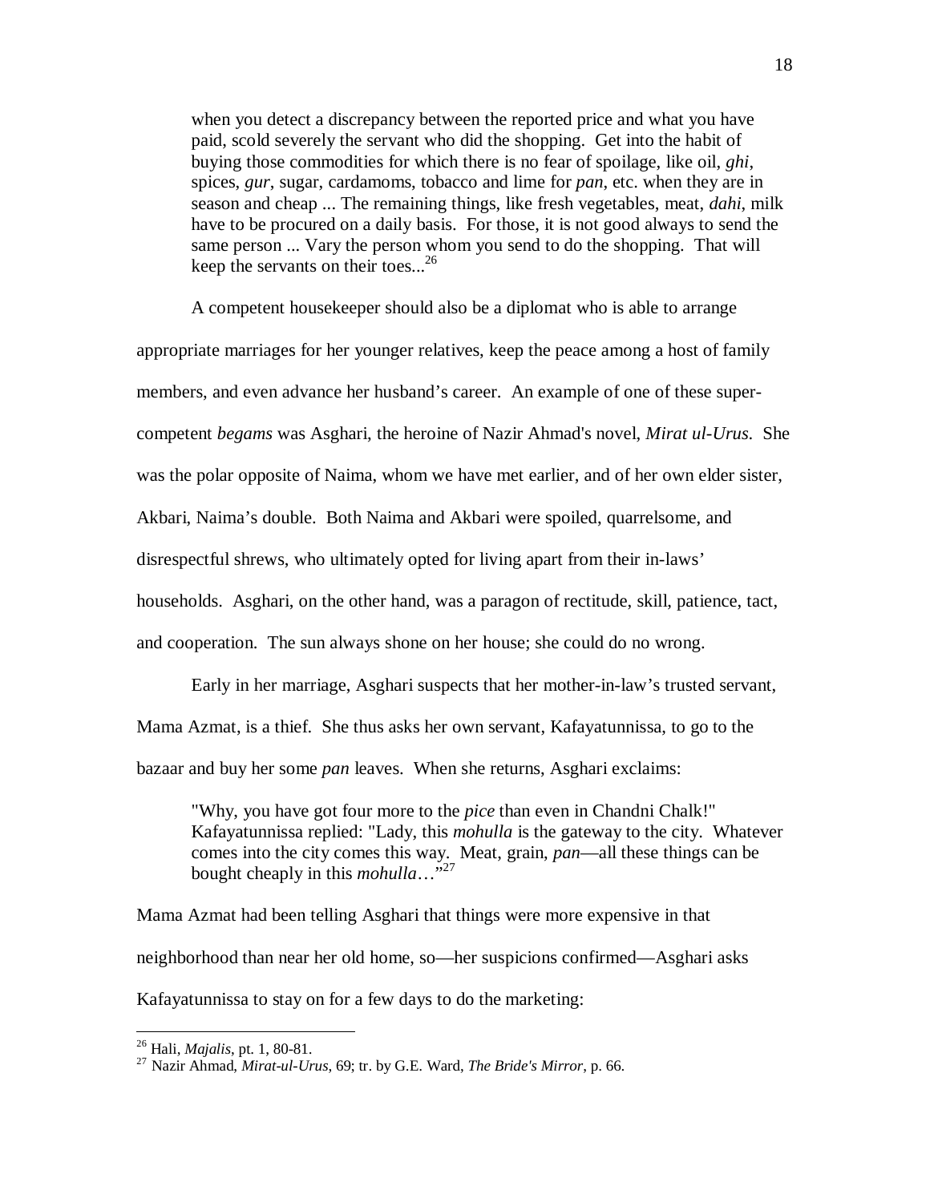> when you detect a discrepancy between the reported price and what you have paid, scold severely the servant who did the shopping. Get into the habit of buying those commodities for which there is no fear of spoilage, like oil, *ghi*, spices, *gur*, sugar, cardamoms, tobacco and lime for *pan*, etc. when they are in season and cheap ... The remaining things, like fresh vegetables, meat, *dahi*, milk have to be procured on a daily basis. For those, it is not good always to send the same person ... Vary the person whom you send to do the shopping. That will keep the servants on their toes...[26]

A competent housekeeper should also be a diplomat who is able to arrange appropriate marriages for her younger relatives, keep the peace among a host of family members, and even advance her husband's career. An example of one of these super-competent *begams* was Asghari, the heroine of Nazir Ahmad's novel, *Mirat ul-Urus*. She was the polar opposite of Naima, whom we have met earlier, and of her own elder sister, Akbari, Naima's double. Both Naima and Akbari were spoiled, quarrelsome, and disrespectful shrews, who ultimately opted for living apart from their in-laws' households. Asghari, on the other hand, was a paragon of rectitude, skill, patience, tact, and cooperation. The sun always shone on her house; she could do no wrong.

Early in her marriage, Asghari suspects that her mother-in-law's trusted servant, Mama Azmat, is a thief. She thus asks her own servant, Kafayatunnissa, to go to the bazaar and buy her some *pan* leaves. When she returns, Asghari exclaims:

> "Why, you have got four more to the *pice* than even in Chandni Chalk!" Kafayatunnissa replied: "Lady, this *mohulla* is the gateway to the city. Whatever comes into the city comes this way. Meat, grain, *pan*—all these things can be bought cheaply in this *mohulla*…"[27]

Mama Azmat had been telling Asghari that things were more expensive in that neighborhood than near her old home, so—her suspicions confirmed—Asghari asks Kafayatunnissa to stay on for a few days to do the marketing:

---

[26] Hali, *Majalis*, pt. 1, 80-81.

[27] Nazir Ahmad, *Mirat-ul-Urus*, 69; tr. by G.E. Ward, *The Bride's Mirror*, p. 66.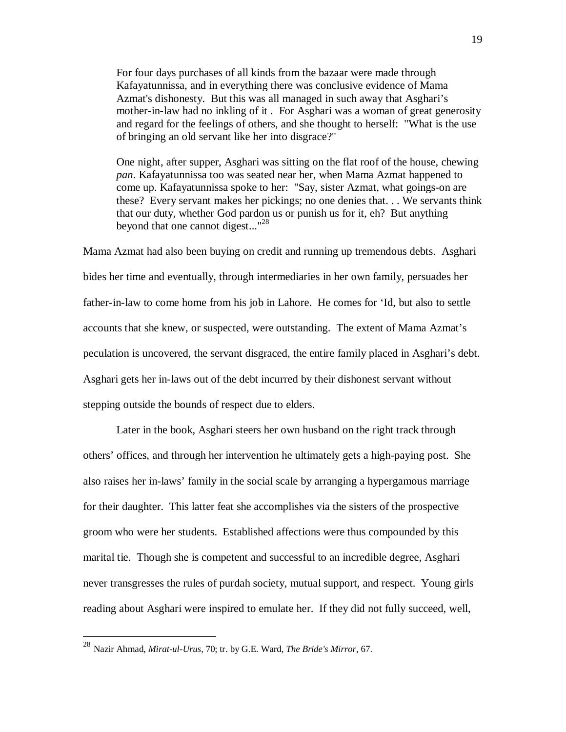> For four days purchases of all kinds from the bazaar were made through Kafayatunnissa, and in everything there was conclusive evidence of Mama Azmat's dishonesty. But this was all managed in such away that Asghari's mother-in-law had no inkling of it . For Asghari was a woman of great generosity and regard for the feelings of others, and she thought to herself: "What is the use of bringing an old servant like her into disgrace?"
>
> One night, after supper, Asghari was sitting on the flat roof of the house, chewing *pan*. Kafayatunnissa too was seated near her, when Mama Azmat happened to come up. Kafayatunnissa spoke to her: "Say, sister Azmat, what goings-on are these? Every servant makes her pickings; no one denies that. . . We servants think that our duty, whether God pardon us or punish us for it, eh? But anything beyond that one cannot digest..."[28]

Mama Azmat had also been buying on credit and running up tremendous debts. Asghari bides her time and eventually, through intermediaries in her own family, persuades her father-in-law to come home from his job in Lahore. He comes for 'Id, but also to settle accounts that she knew, or suspected, were outstanding. The extent of Mama Azmat's peculation is uncovered, the servant disgraced, the entire family placed in Asghari's debt. Asghari gets her in-laws out of the debt incurred by their dishonest servant without stepping outside the bounds of respect due to elders.

Later in the book, Asghari steers her own husband on the right track through others' offices, and through her intervention he ultimately gets a high-paying post. She also raises her in-laws' family in the social scale by arranging a hypergamous marriage for their daughter. This latter feat she accomplishes via the sisters of the prospective groom who were her students. Established affections were thus compounded by this marital tie. Though she is competent and successful to an incredible degree, Asghari never transgresses the rules of purdah society, mutual support, and respect. Young girls reading about Asghari were inspired to emulate her. If they did not fully succeed, well,

---

[28] Nazir Ahmad, *Mirat-ul-Urus*, 70; tr. by G.E. Ward, *The Bride's Mirror*, 67.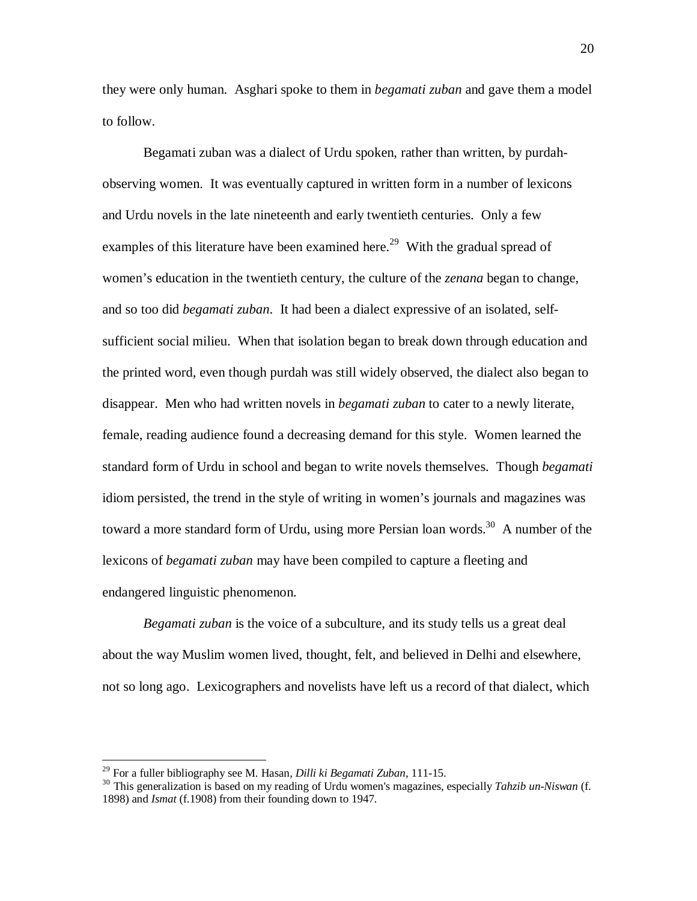they were only human. Asghari spoke to them in *begamati zuban* and gave them a model to follow.

Begamati zuban was a dialect of Urdu spoken, rather than written, by purdah-observing women. It was eventually captured in written form in a number of lexicons and Urdu novels in the late nineteenth and early twentieth centuries. Only a few examples of this literature have been examined here.[29] With the gradual spread of women's education in the twentieth century, the culture of the *zenana* began to change, and so too did *begamati zuban*. It had been a dialect expressive of an isolated, self-sufficient social milieu. When that isolation began to break down through education and the printed word, even though purdah was still widely observed, the dialect also began to disappear. Men who had written novels in *begamati zuban* to cater to a newly literate, female, reading audience found a decreasing demand for this style. Women learned the standard form of Urdu in school and began to write novels themselves. Though *begamati* idiom persisted, the trend in the style of writing in women's journals and magazines was toward a more standard form of Urdu, using more Persian loan words.[30] A number of the lexicons of *begamati zuban* may have been compiled to capture a fleeting and endangered linguistic phenomenon.

*Begamati zuban* is the voice of a subculture, and its study tells us a great deal about the way Muslim women lived, thought, felt, and believed in Delhi and elsewhere, not so long ago. Lexicographers and novelists have left us a record of that dialect, which

---

[29] For a fuller bibliography see M. Hasan, *Dilli ki Begamati Zuban*, 111-15.

[30] This generalization is based on my reading of Urdu women's magazines, especially *Tahzib un-Niswan* (f. 1898) and *Ismat* (f.1908) from their founding down to 1947.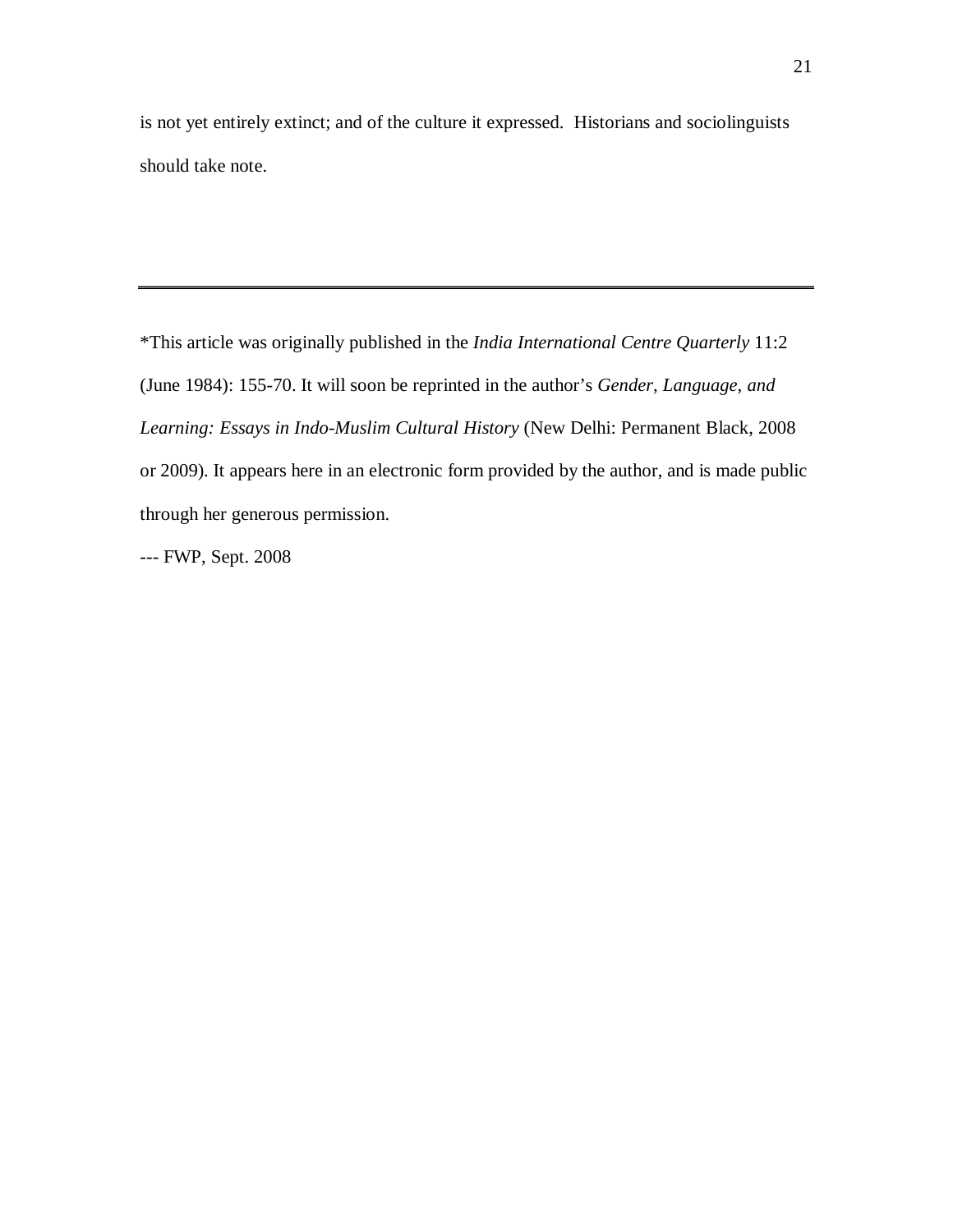is not yet entirely extinct; and of the culture it expressed. Historians and sociolinguists should take note.

---

*This article was originally published in the *India International Centre Quarterly* 11:2 (June 1984): 155-70. It will soon be reprinted in the author's *Gender, Language, and Learning: Essays in Indo-Muslim Cultural History* (New Delhi: Permanent Black, 2008 or 2009). It appears here in an electronic form provided by the author, and is made public through her generous permission.

--- FWP, Sept. 2008